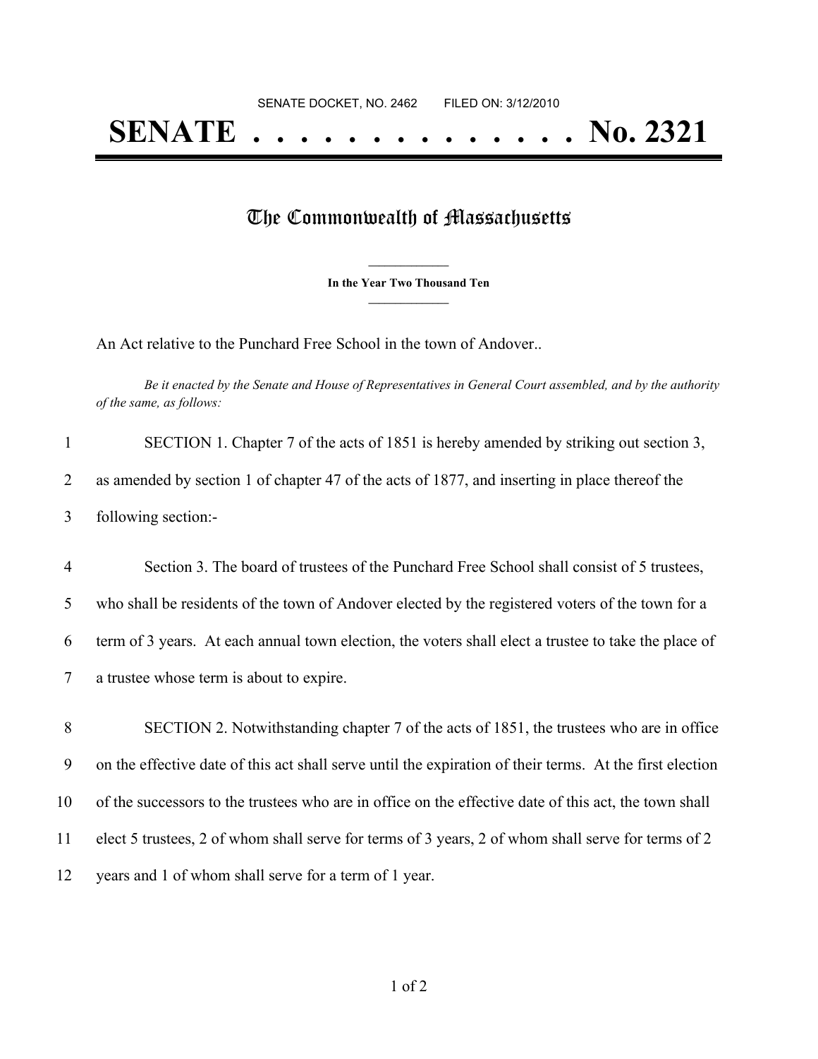SENATE DOCKET, NO. 2462        FILED ON: 3/12/2010

# SENATE . . . . . . . . . . . . . . No. 2321

## The Commonwealth of Massachusetts

**In the Year Two Thousand Ten**

An Act relative to the Punchard Free School in the town of Andover..

*Be it enacted by the Senate and House of Representatives in General Court assembled, and by the authority of the same, as follows:*

1 SECTION 1. Chapter 7 of the acts of 1851 is hereby amended by striking out section 3,
2 as amended by section 1 of chapter 47 of the acts of 1877, and inserting in place thereof the
3 following section:-

4 Section 3. The board of trustees of the Punchard Free School shall consist of 5 trustees,
5 who shall be residents of the town of Andover elected by the registered voters of the town for a
6 term of 3 years. At each annual town election, the voters shall elect a trustee to take the place of
7 a trustee whose term is about to expire.

8 SECTION 2. Notwithstanding chapter 7 of the acts of 1851, the trustees who are in office
9 on the effective date of this act shall serve until the expiration of their terms. At the first election
10 of the successors to the trustees who are in office on the effective date of this act, the town shall
11 elect 5 trustees, 2 of whom shall serve for terms of 3 years, 2 of whom shall serve for terms of 2
12 years and 1 of whom shall serve for a term of 1 year.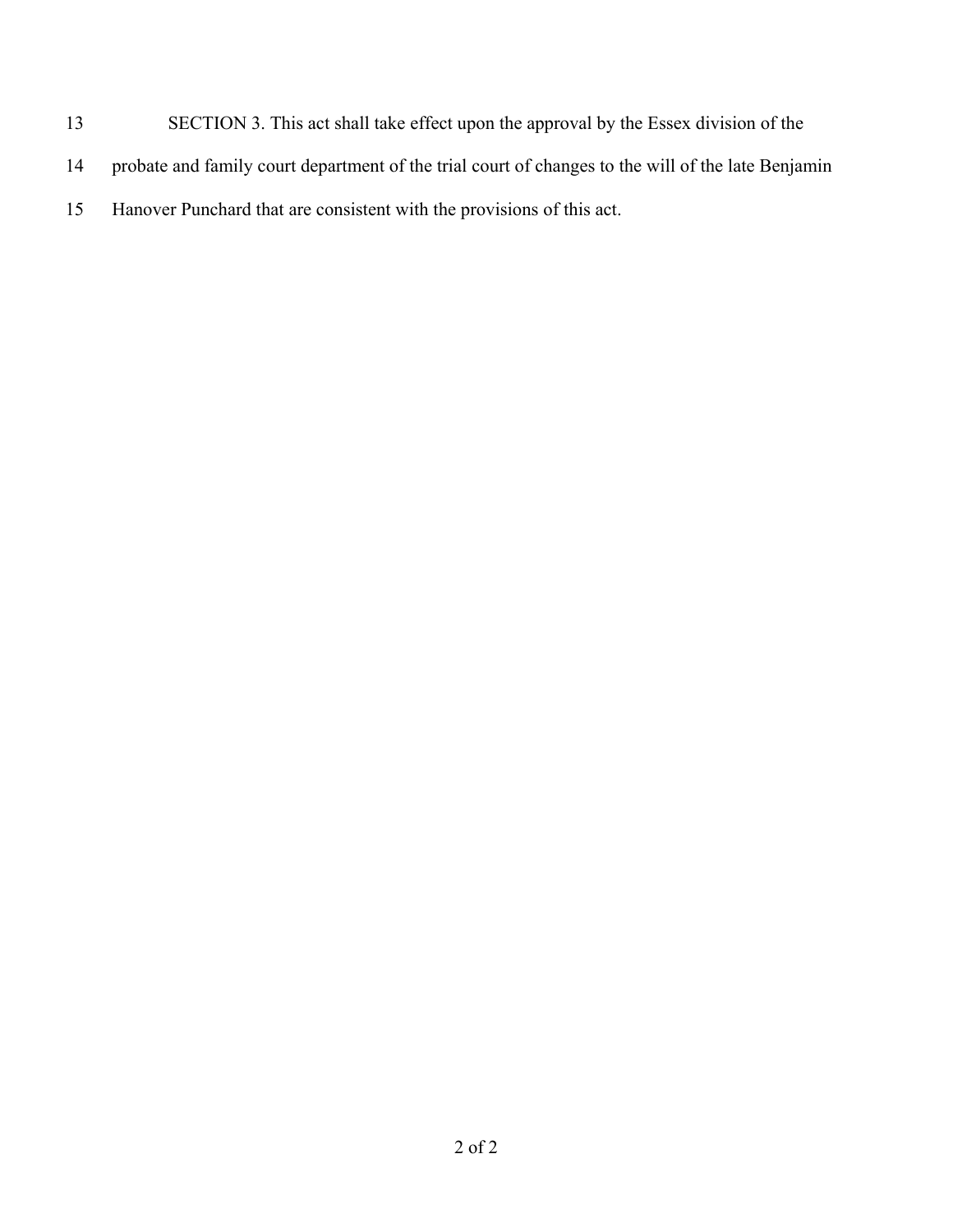SECTION 3. This act shall take effect upon the approval by the Essex division of the probate and family court department of the trial court of changes to the will of the late Benjamin Hanover Punchard that are consistent with the provisions of this act.